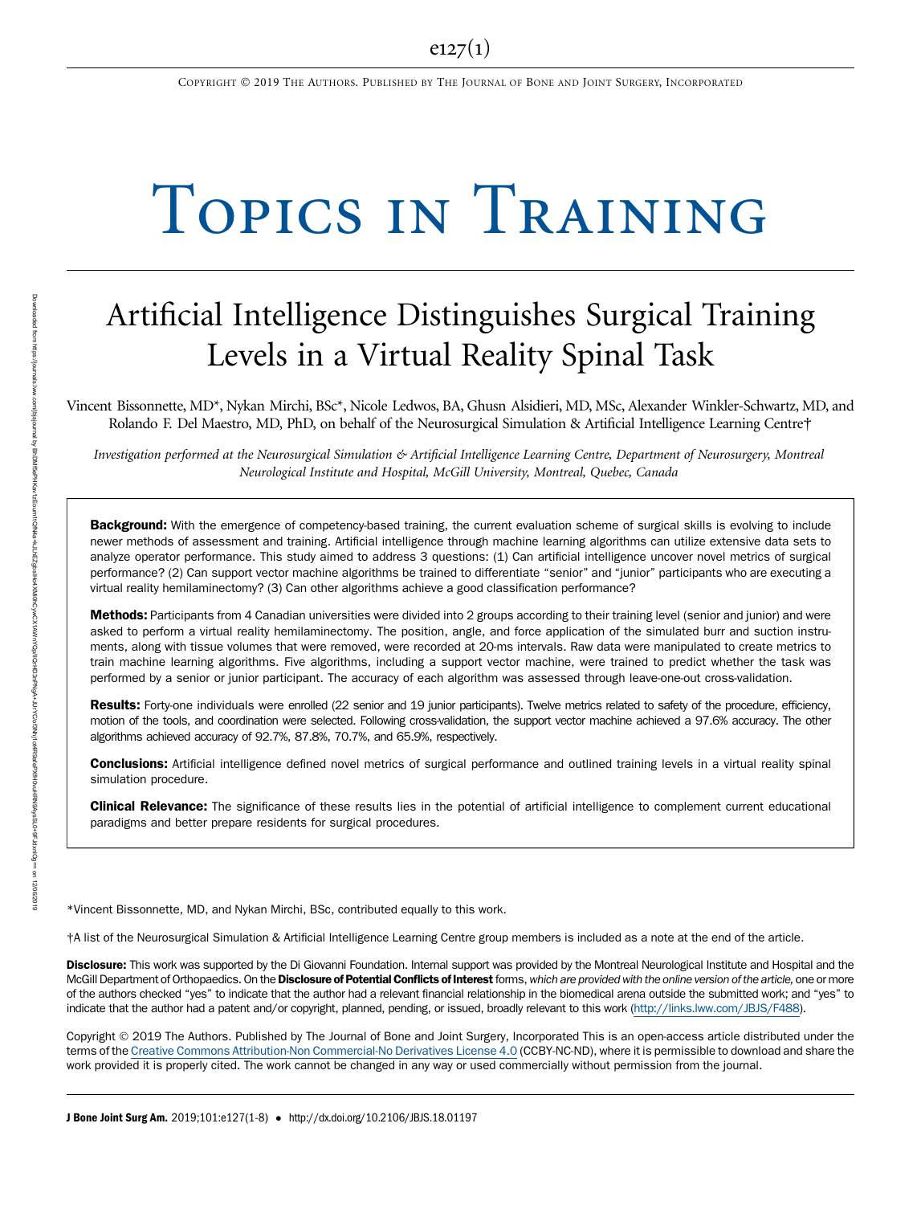# Topics in Training

## Artificial Intelligence Distinguishes Surgical Training Levels in a Virtual Reality Spinal Task

Vincent Bissonnette, MD*, Nykan Mirchi, BSc*, Nicole Ledwos, BA, Ghusn Alsidieri, MD, MSc, Alexander Winkler-Schwartz, MD, and Rolando F. Del Maestro, MD, PhD, on behalf of the Neurosurgical Simulation & Artificial Intelligence Learning Centre†

*Investigation performed at the Neurosurgical Simulation & Artificial Intelligence Learning Centre, Department of Neurosurgery, Montreal Neurological Institute and Hospital, McGill University, Montreal, Quebec, Canada*

**Background:** With the emergence of competency-based training, the current evaluation scheme of surgical skills is evolving to include newer methods of assessment and training. Artificial intelligence through machine learning algorithms can utilize extensive data sets to analyze operator performance. This study aimed to address 3 questions: (1) Can artificial intelligence uncover novel metrics of surgical performance? (2) Can support vector machine algorithms be trained to differentiate "senior" and "junior" participants who are executing a virtual reality hemilaminectomy? (3) Can other algorithms achieve a good classification performance?

**Methods:** Participants from 4 Canadian universities were divided into 2 groups according to their training level (senior and junior) and were asked to perform a virtual reality hemilaminectomy. The position, angle, and force application of the simulated burr and suction instruments, along with tissue volumes that were removed, were recorded at 20-ms intervals. Raw data were manipulated to create metrics to train machine learning algorithms. Five algorithms, including a support vector machine, were trained to predict whether the task was performed by a senior or junior participant. The accuracy of each algorithm was assessed through leave-one-out cross-validation.

**Results:** Forty-one individuals were enrolled (22 senior and 19 junior participants). Twelve metrics related to safety of the procedure, efficiency, motion of the tools, and coordination were selected. Following cross-validation, the support vector machine achieved a 97.6% accuracy. The other algorithms achieved accuracy of 92.7%, 87.8%, 70.7%, and 65.9%, respectively.

**Conclusions:** Artificial intelligence defined novel metrics of surgical performance and outlined training levels in a virtual reality spinal simulation procedure.

**Clinical Relevance:** The significance of these results lies in the potential of artificial intelligence to complement current educational paradigms and better prepare residents for surgical procedures.

*Vincent Bissonnette, MD, and Nykan Mirchi, BSc, contributed equally to this work.

†A list of the Neurosurgical Simulation & Artificial Intelligence Learning Centre group members is included as a note at the end of the article.

**Disclosure:** This work was supported by the Di Giovanni Foundation. Internal support was provided by the Montreal Neurological Institute and Hospital and the McGill Department of Orthopaedics. On the **Disclosure of Potential Conflicts of Interest** forms, *which are provided with the online version of the article,* one or more of the authors checked "yes" to indicate that the author had a relevant financial relationship in the biomedical arena outside the submitted work; and "yes" to indicate that the author had a patent and/or copyright, planned, pending, or issued, broadly relevant to this work (http://links.lww.com/JBJS/F488).

Copyright © 2019 The Authors. Published by The Journal of Bone and Joint Surgery, Incorporated This is an open-access article distributed under the terms of the Creative Commons Attribution-Non Commercial-No Derivatives License 4.0 (CCBY-NC-ND), where it is permissible to download and share the work provided it is properly cited. The work cannot be changed in any way or used commercially without permission from the journal.

J Bone Joint Surg Am. 2019;101:e127(1-8) • http://dx.doi.org/10.2106/JBJS.18.01197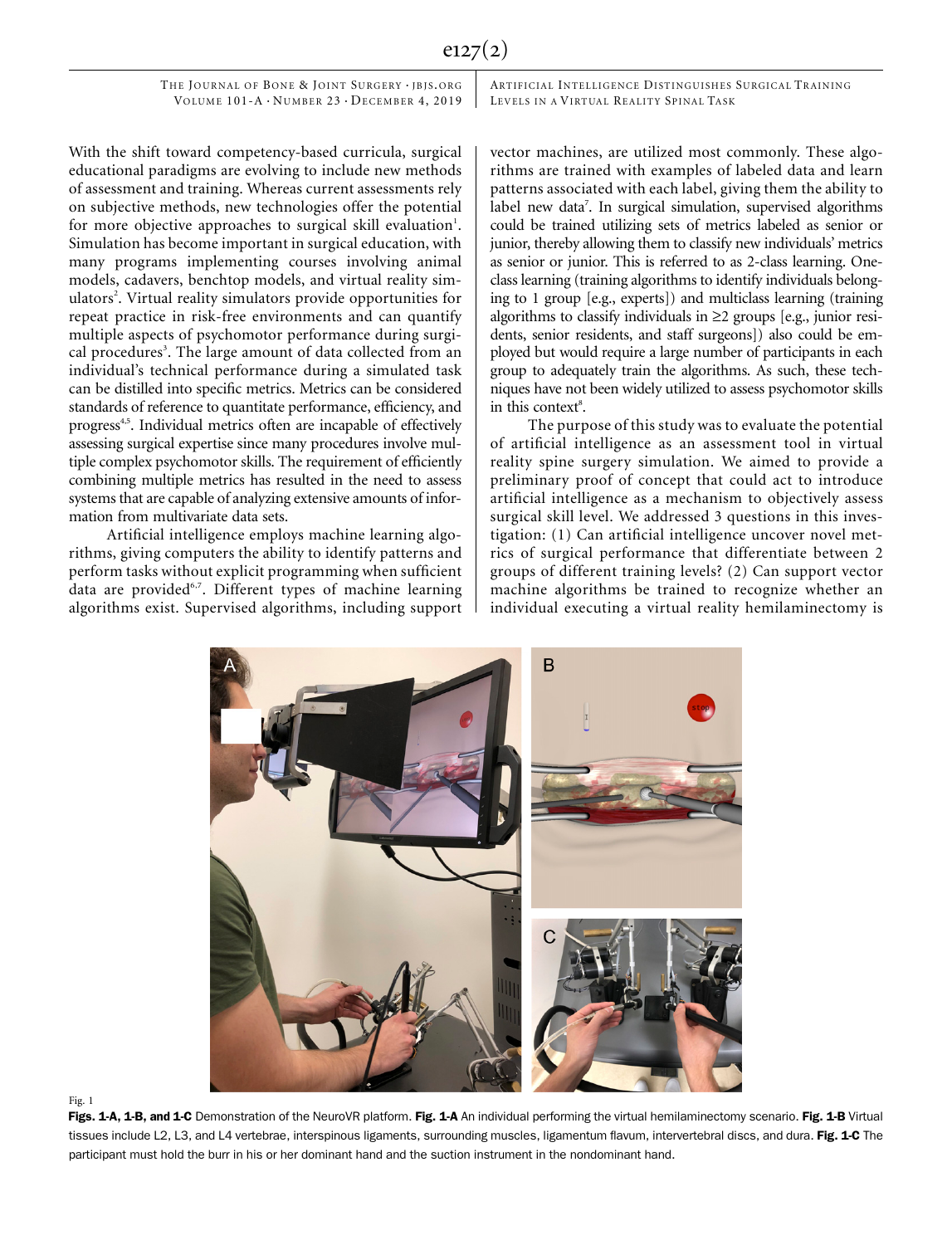With the shift toward competency-based curricula, surgical educational paradigms are evolving to include new methods of assessment and training. Whereas current assessments rely on subjective methods, new technologies offer the potential for more objective approaches to surgical skill evaluation[1]. Simulation has become important in surgical education, with many programs implementing courses involving animal models, cadavers, benchtop models, and virtual reality simulators[2]. Virtual reality simulators provide opportunities for repeat practice in risk-free environments and can quantify multiple aspects of psychomotor performance during surgical procedures[3]. The large amount of data collected from an individual's technical performance during a simulated task can be distilled into specific metrics. Metrics can be considered standards of reference to quantitate performance, efficiency, and progress[4,5]. Individual metrics often are incapable of effectively assessing surgical expertise since many procedures involve multiple complex psychomotor skills. The requirement of efficiently combining multiple metrics has resulted in the need to assess systems that are capable of analyzing extensive amounts of information from multivariate data sets.

Artificial intelligence employs machine learning algorithms, giving computers the ability to identify patterns and perform tasks without explicit programming when sufficient data are provided[6,7]. Different types of machine learning algorithms exist. Supervised algorithms, including support vector machines, are utilized most commonly. These algorithms are trained with examples of labeled data and learn patterns associated with each label, giving them the ability to label new data[7]. In surgical simulation, supervised algorithms could be trained utilizing sets of metrics labeled as senior or junior, thereby allowing them to classify new individuals' metrics as senior or junior. This is referred to as 2-class learning. One-class learning (training algorithms to identify individuals belonging to 1 group [e.g., experts]) and multiclass learning (training algorithms to classify individuals in ≥2 groups [e.g., junior residents, senior residents, and staff surgeons]) also could be employed but would require a large number of participants in each group to adequately train the algorithms. As such, these techniques have not been widely utilized to assess psychomotor skills in this context[8].

The purpose of this study was to evaluate the potential of artificial intelligence as an assessment tool in virtual reality spine surgery simulation. We aimed to provide a preliminary proof of concept that could act to introduce artificial intelligence as a mechanism to objectively assess surgical skill level. We addressed 3 questions in this investigation: (1) Can artificial intelligence uncover novel metrics of surgical performance that differentiate between 2 groups of different training levels? (2) Can support vector machine algorithms be trained to recognize whether an individual executing a virtual reality hemilaminectomy is

Fig. 1

**Figs. 1-A, 1-B, and 1-C** Demonstration of the NeuroVR platform. **Fig. 1-A** An individual performing the virtual hemilaminectomy scenario. **Fig. 1-B** Virtual tissues include L2, L3, and L4 vertebrae, interspinous ligaments, surrounding muscles, ligamentum flavum, intervertebral discs, and dura. **Fig. 1-C** The participant must hold the burr in his or her dominant hand and the suction instrument in the nondominant hand.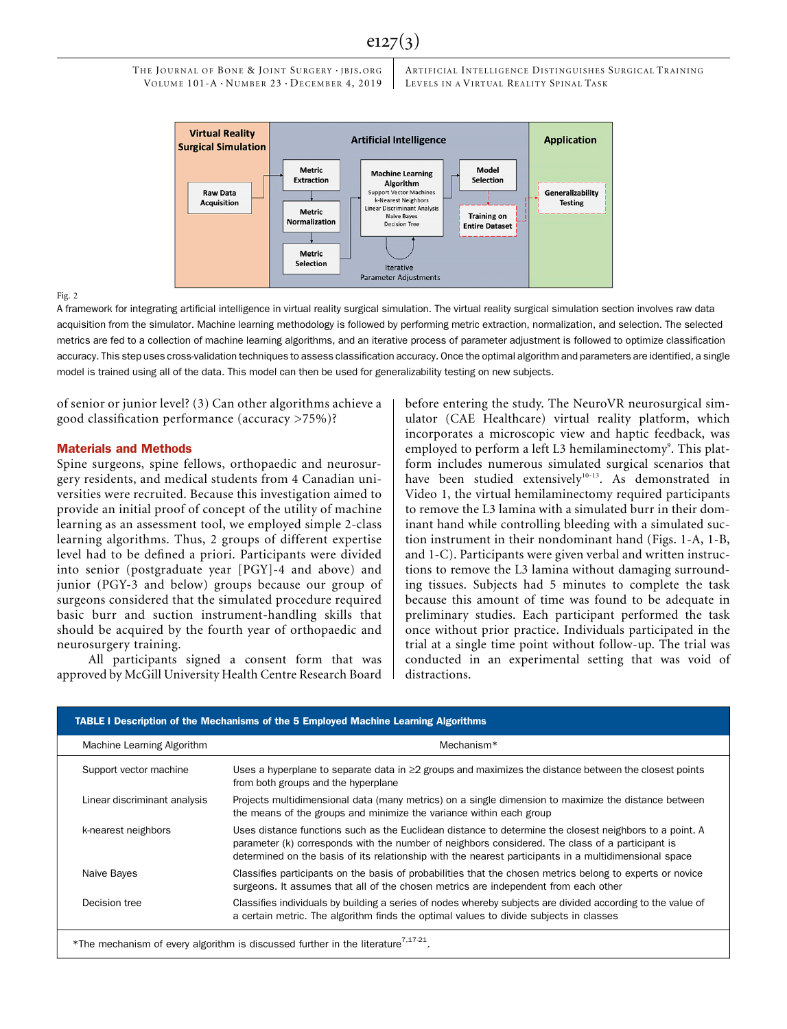Fig. 2

A framework for integrating artificial intelligence in virtual reality surgical simulation. The virtual reality surgical simulation section involves raw data acquisition from the simulator. Machine learning methodology is followed by performing metric extraction, normalization, and selection. The selected metrics are fed to a collection of machine learning algorithms, and an iterative process of parameter adjustment is followed to optimize classification accuracy. This step uses cross-validation techniques to assess classification accuracy. Once the optimal algorithm and parameters are identified, a single model is trained using all of the data. This model can then be used for generalizability testing on new subjects.

of senior or junior level? (3) Can other algorithms achieve a good classification performance (accuracy >75%)?

## Materials and Methods

Spine surgeons, spine fellows, orthopaedic and neurosurgery residents, and medical students from 4 Canadian universities were recruited. Because this investigation aimed to provide an initial proof of concept of the utility of machine learning as an assessment tool, we employed simple 2-class learning algorithms. Thus, 2 groups of different expertise level had to be defined a priori. Participants were divided into senior (postgraduate year [PGY]-4 and above) and junior (PGY-3 and below) groups because our group of surgeons considered that the simulated procedure required basic burr and suction instrument-handling skills that should be acquired by the fourth year of orthopaedic and neurosurgery training.

All participants signed a consent form that was approved by McGill University Health Centre Research Board before entering the study. The NeuroVR neurosurgical simulator (CAE Healthcare) virtual reality platform, which incorporates a microscopic view and haptic feedback, was employed to perform a left L3 hemilaminectomy[9]. This platform includes numerous simulated surgical scenarios that have been studied extensively[10-13]. As demonstrated in Video 1, the virtual hemilaminectomy required participants to remove the L3 lamina with a simulated burr in their dominant hand while controlling bleeding with a simulated suction instrument in their nondominant hand (Figs. 1-A, 1-B, and 1-C). Participants were given verbal and written instructions to remove the L3 lamina without damaging surrounding tissues. Subjects had 5 minutes to complete the task because this amount of time was found to be adequate in preliminary studies. Each participant performed the task once without prior practice. Individuals participated in the trial at a single time point without follow-up. The trial was conducted in an experimental setting that was void of distractions.

**TABLE I Description of the Mechanisms of the 5 Employed Machine Learning Algorithms**

| Machine Learning Algorithm | Mechanism* |
|---|---|
| Support vector machine | Uses a hyperplane to separate data in ≥2 groups and maximizes the distance between the closest points from both groups and the hyperplane |
| Linear discriminant analysis | Projects multidimensional data (many metrics) on a single dimension to maximize the distance between the means of the groups and minimize the variance within each group |
| k-nearest neighbors | Uses distance functions such as the Euclidean distance to determine the closest neighbors to a point. A parameter (k) corresponds with the number of neighbors considered. The class of a participant is determined on the basis of its relationship with the nearest participants in a multidimensional space |
| Naive Bayes | Classifies participants on the basis of probabilities that the chosen metrics belong to experts or novice surgeons. It assumes that all of the chosen metrics are independent from each other |
| Decision tree | Classifies individuals by building a series of nodes whereby subjects are divided according to the value of a certain metric. The algorithm finds the optimal values to divide subjects in classes |

*The mechanism of every algorithm is discussed further in the literature[7,17-21].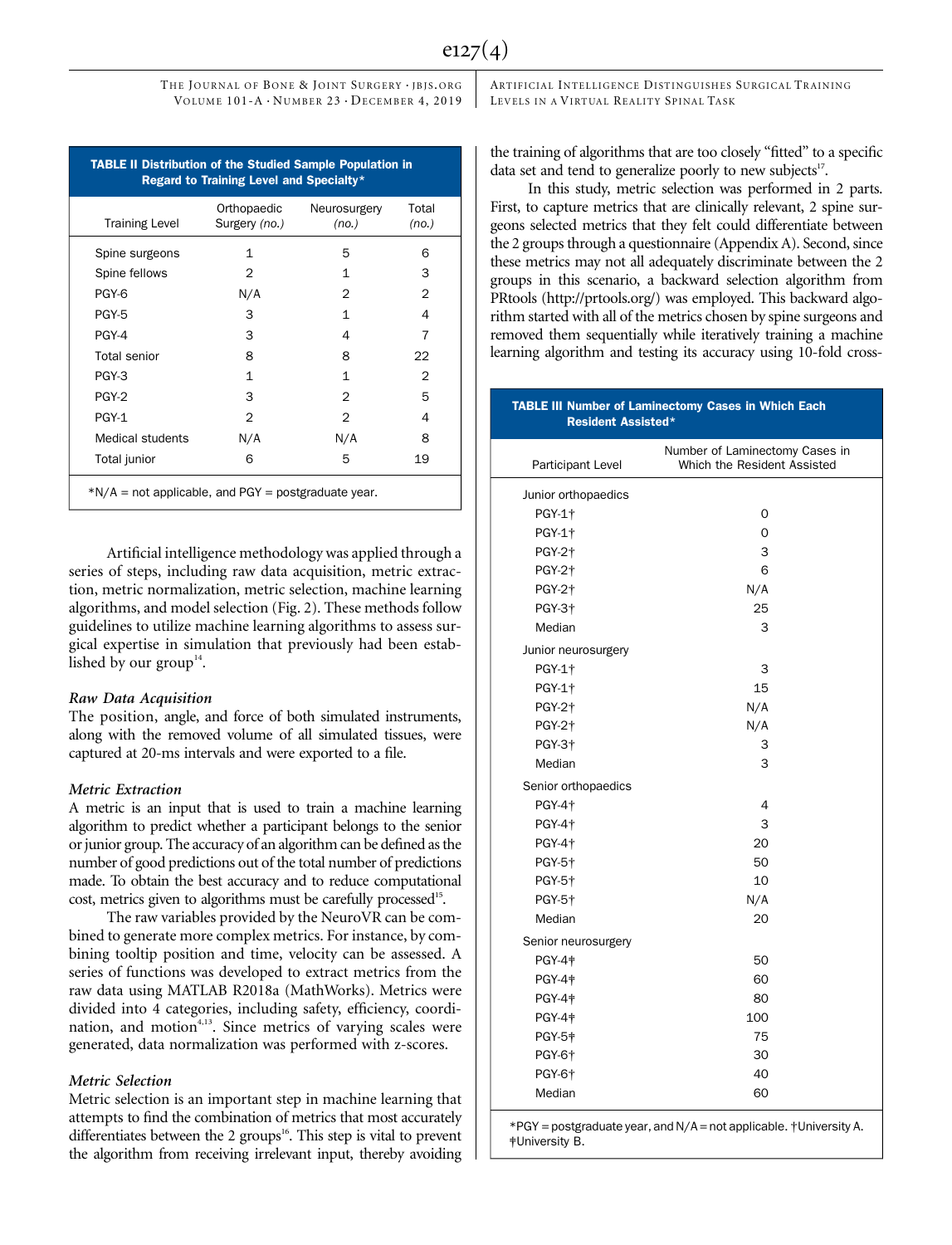**TABLE II Distribution of the Studied Sample Population in Regard to Training Level and Specialty***

| Training Level | Orthopaedic Surgery *(no.)* | Neurosurgery *(no.)* | Total *(no.)* |
|---|---|---|---|
| Spine surgeons | 1 | 5 | 6 |
| Spine fellows | 2 | 1 | 3 |
| PGY-6 | N/A | 2 | 2 |
| PGY-5 | 3 | 1 | 4 |
| PGY-4 | 3 | 4 | 7 |
| Total senior | 8 | 8 | 22 |
| PGY-3 | 1 | 1 | 2 |
| PGY-2 | 3 | 2 | 5 |
| PGY-1 | 2 | 2 | 4 |
| Medical students | N/A | N/A | 8 |
| Total junior | 6 | 5 | 19 |

*N/A = not applicable, and PGY = postgraduate year.

Artificial intelligence methodology was applied through a series of steps, including raw data acquisition, metric extraction, metric normalization, metric selection, machine learning algorithms, and model selection (Fig. 2). These methods follow guidelines to utilize machine learning algorithms to assess surgical expertise in simulation that previously had been established by our group[14].

### *Raw Data Acquisition*

The position, angle, and force of both simulated instruments, along with the removed volume of all simulated tissues, were captured at 20-ms intervals and were exported to a file.

### *Metric Extraction*

A metric is an input that is used to train a machine learning algorithm to predict whether a participant belongs to the senior or junior group. The accuracy of an algorithm can be defined as the number of good predictions out of the total number of predictions made. To obtain the best accuracy and to reduce computational cost, metrics given to algorithms must be carefully processed[15].

The raw variables provided by the NeuroVR can be combined to generate more complex metrics. For instance, by combining tooltip position and time, velocity can be assessed. A series of functions was developed to extract metrics from the raw data using MATLAB R2018a (MathWorks). Metrics were divided into 4 categories, including safety, efficiency, coordination, and motion[4,13]. Since metrics of varying scales were generated, data normalization was performed with z-scores.

### *Metric Selection*

Metric selection is an important step in machine learning that attempts to find the combination of metrics that most accurately differentiates between the 2 groups[16]. This step is vital to prevent the algorithm from receiving irrelevant input, thereby avoiding the training of algorithms that are too closely "fitted" to a specific data set and tend to generalize poorly to new subjects[17].

In this study, metric selection was performed in 2 parts. First, to capture metrics that are clinically relevant, 2 spine surgeons selected metrics that they felt could differentiate between the 2 groups through a questionnaire (Appendix A). Second, since these metrics may not all adequately discriminate between the 2 groups in this scenario, a backward selection algorithm from PRtools (http://prtools.org/) was employed. This backward algorithm started with all of the metrics chosen by spine surgeons and removed them sequentially while iteratively training a machine learning algorithm and testing its accuracy using 10-fold cross-

**TABLE III Number of Laminectomy Cases in Which Each Resident Assisted***

| Participant Level | Number of Laminectomy Cases in Which the Resident Assisted |
|---|---|
| Junior orthopaedics | |
| PGY-1† | 0 |
| PGY-1† | 0 |
| PGY-2† | 3 |
| PGY-2† | 6 |
| PGY-2† | N/A |
| PGY-3† | 25 |
| Median | 3 |
| Junior neurosurgery | |
| PGY-1† | 3 |
| PGY-1† | 15 |
| PGY-2† | N/A |
| PGY-2† | N/A |
| PGY-3† | 3 |
| Median | 3 |
| Senior orthopaedics | |
| PGY-4† | 4 |
| PGY-4† | 3 |
| PGY-4† | 20 |
| PGY-5† | 50 |
| PGY-5† | 10 |
| PGY-5† | N/A |
| Median | 20 |
| Senior neurosurgery | |
| PGY-4‡ | 50 |
| PGY-4‡ | 60 |
| PGY-4‡ | 80 |
| PGY-4‡ | 100 |
| PGY-5‡ | 75 |
| PGY-6† | 30 |
| PGY-6† | 40 |
| Median | 60 |

*PGY = postgraduate year, and N/A = not applicable. †University A. ‡University B.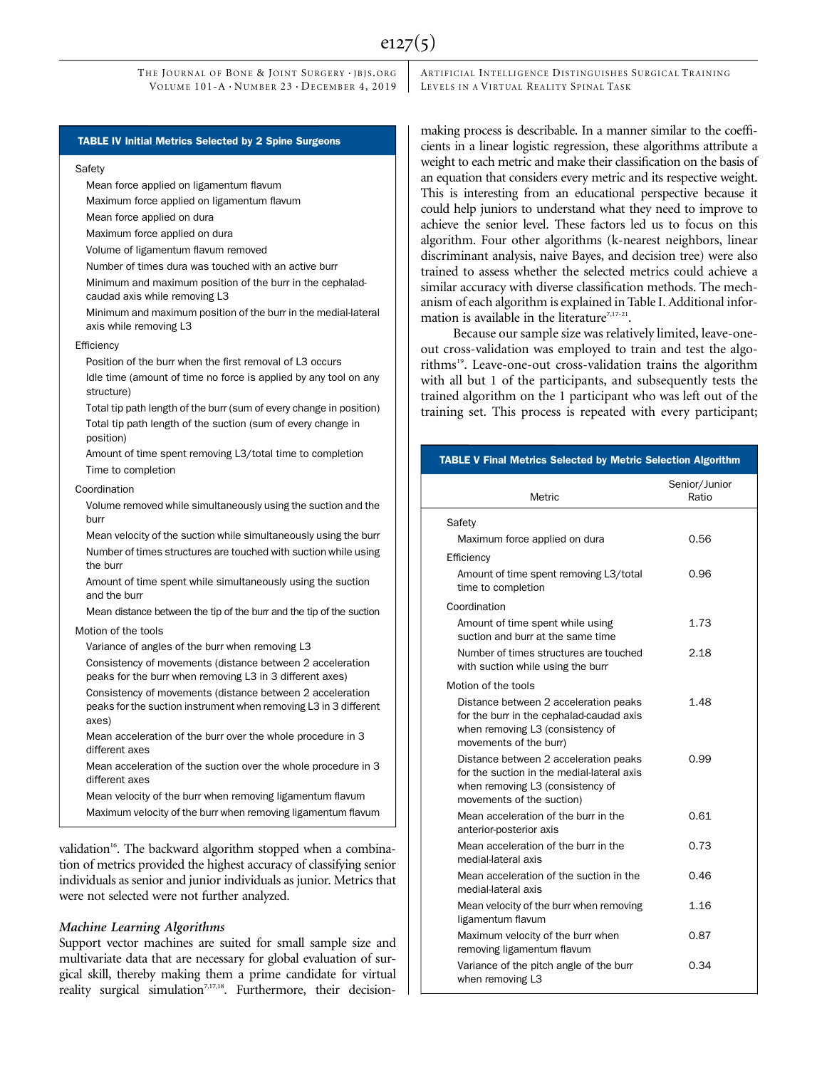**TABLE IV Initial Metrics Selected by 2 Spine Surgeons**

| |
|---|
| Safety |
| Mean force applied on ligamentum flavum |
| Maximum force applied on ligamentum flavum |
| Mean force applied on dura |
| Maximum force applied on dura |
| Volume of ligamentum flavum removed |
| Number of times dura was touched with an active burr |
| Minimum and maximum position of the burr in the cephalad-caudad axis while removing L3 |
| Minimum and maximum position of the burr in the medial-lateral axis while removing L3 |
| Efficiency |
| Position of the burr when the first removal of L3 occurs |
| Idle time (amount of time no force is applied by any tool on any structure) |
| Total tip path length of the burr (sum of every change in position) |
| Total tip path length of the suction (sum of every change in position) |
| Amount of time spent removing L3/total time to completion |
| Time to completion |
| Coordination |
| Volume removed while simultaneously using the suction and the burr |
| Mean velocity of the suction while simultaneously using the burr |
| Number of times structures are touched with suction while using the burr |
| Amount of time spent while simultaneously using the suction and the burr |
| Mean distance between the tip of the burr and the tip of the suction |
| Motion of the tools |
| Variance of angles of the burr when removing L3 |
| Consistency of movements (distance between 2 acceleration peaks for the burr when removing L3 in 3 different axes) |
| Consistency of movements (distance between 2 acceleration peaks for the suction instrument when removing L3 in 3 different axes) |
| Mean acceleration of the burr over the whole procedure in 3 different axes |
| Mean acceleration of the suction over the whole procedure in 3 different axes |
| Mean velocity of the burr when removing ligamentum flavum |
| Maximum velocity of the burr when removing ligamentum flavum |

validation[16]. The backward algorithm stopped when a combination of metrics provided the highest accuracy of classifying senior individuals as senior and junior individuals as junior. Metrics that were not selected were not further analyzed.

### *Machine Learning Algorithms*

Support vector machines are suited for small sample size and multivariate data that are necessary for global evaluation of surgical skill, thereby making them a prime candidate for virtual reality surgical simulation[7,17,18]. Furthermore, their decision-making process is describable. In a manner similar to the coefficients in a linear logistic regression, these algorithms attribute a weight to each metric and make their classification on the basis of an equation that considers every metric and its respective weight. This is interesting from an educational perspective because it could help juniors to understand what they need to improve to achieve the senior level. These factors led us to focus on this algorithm. Four other algorithms (k-nearest neighbors, linear discriminant analysis, naive Bayes, and decision tree) were also trained to assess whether the selected metrics could achieve a similar accuracy with diverse classification methods. The mechanism of each algorithm is explained in Table I. Additional information is available in the literature[7,17-21].

Because our sample size was relatively limited, leave-one-out cross-validation was employed to train and test the algorithms[19]. Leave-one-out cross-validation trains the algorithm with all but 1 of the participants, and subsequently tests the trained algorithm on the 1 participant who was left out of the training set. This process is repeated with every participant;

**TABLE V Final Metrics Selected by Metric Selection Algorithm**

| Metric | Senior/Junior Ratio |
|---|---|
| Safety | |
| Maximum force applied on dura | 0.56 |
| Efficiency | |
| Amount of time spent removing L3/total time to completion | 0.96 |
| Coordination | |
| Amount of time spent while using suction and burr at the same time | 1.73 |
| Number of times structures are touched with suction while using the burr | 2.18 |
| Motion of the tools | |
| Distance between 2 acceleration peaks for the burr in the cephalad-caudad axis when removing L3 (consistency of movements of the burr) | 1.48 |
| Distance between 2 acceleration peaks for the suction in the medial-lateral axis when removing L3 (consistency of movements of the suction) | 0.99 |
| Mean acceleration of the burr in the anterior-posterior axis | 0.61 |
| Mean acceleration of the burr in the medial-lateral axis | 0.73 |
| Mean acceleration of the suction in the medial-lateral axis | 0.46 |
| Mean velocity of the burr when removing ligamentum flavum | 1.16 |
| Maximum velocity of the burr when removing ligamentum flavum | 0.87 |
| Variance of the pitch angle of the burr when removing L3 | 0.34 |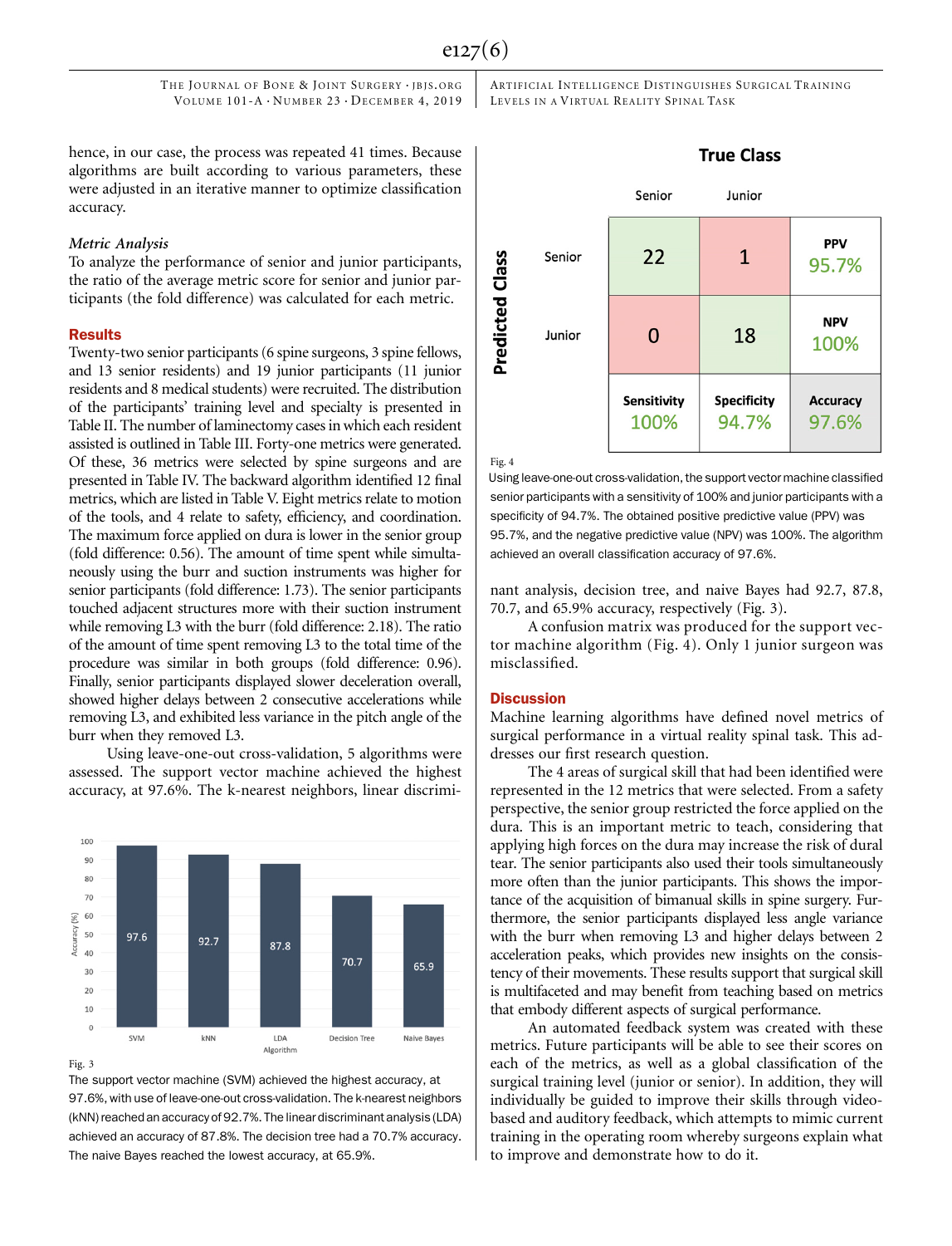hence, in our case, the process was repeated 41 times. Because algorithms are built according to various parameters, these were adjusted in an iterative manner to optimize classification accuracy.

### *Metric Analysis*

To analyze the performance of senior and junior participants, the ratio of the average metric score for senior and junior participants (the fold difference) was calculated for each metric.

## Results

Twenty-two senior participants (6 spine surgeons, 3 spine fellows, and 13 senior residents) and 19 junior participants (11 junior residents and 8 medical students) were recruited. The distribution of the participants' training level and specialty is presented in Table II. The number of laminectomy cases in which each resident assisted is outlined in Table III. Forty-one metrics were generated. Of these, 36 metrics were selected by spine surgeons and are presented in Table IV. The backward algorithm identified 12 final metrics, which are listed in Table V. Eight metrics relate to motion of the tools, and 4 relate to safety, efficiency, and coordination. The maximum force applied on dura is lower in the senior group (fold difference: 0.56). The amount of time spent while simultaneously using the burr and suction instruments was higher for senior participants (fold difference: 1.73). The senior participants touched adjacent structures more with their suction instrument while removing L3 with the burr (fold difference: 2.18). The ratio of the amount of time spent removing L3 to the total time of the procedure was similar in both groups (fold difference: 0.96). Finally, senior participants displayed slower deceleration overall, showed higher delays between 2 consecutive accelerations while removing L3, and exhibited less variance in the pitch angle of the burr when they removed L3.

Using leave-one-out cross-validation, 5 algorithms were assessed. The support vector machine achieved the highest accuracy, at 97.6%. The k-nearest neighbors, linear discriminant analysis, decision tree, and naive Bayes had 92.7, 87.8, 70.7, and 65.9% accuracy, respectively (Fig. 3).

| Algorithm | Accuracy (%) |
|---|---|
| SVM | 97.6 |
| kNN | 92.7 |
| LDA | 87.8 |
| Decision Tree | 70.7 |
| Naive Bayes | 65.9 |

Fig. 3

The support vector machine (SVM) achieved the highest accuracy, at 97.6%, with use of leave-one-out cross-validation. The k-nearest neighbors (kNN) reached an accuracy of 92.7%. The linear discriminant analysis (LDA) achieved an accuracy of 87.8%. The decision tree had a 70.7% accuracy. The naive Bayes reached the lowest accuracy, at 65.9%.

A confusion matrix was produced for the support vector machine algorithm (Fig. 4). Only 1 junior surgeon was misclassified.

| Predicted Class \ True Class | Senior | Junior | |
|---|---|---|---|
| Senior | 22 | 1 | PPV 95.7% |
| Junior | 0 | 18 | NPV 100% |
| | Sensitivity 100% | Specificity 94.7% | Accuracy 97.6% |

Fig. 4

Using leave-one-out cross-validation, the support vector machine classified senior participants with a sensitivity of 100% and junior participants with a specificity of 94.7%. The obtained positive predictive value (PPV) was 95.7%, and the negative predictive value (NPV) was 100%. The algorithm achieved an overall classification accuracy of 97.6%.

## Discussion

Machine learning algorithms have defined novel metrics of surgical performance in a virtual reality spinal task. This addresses our first research question.

The 4 areas of surgical skill that had been identified were represented in the 12 metrics that were selected. From a safety perspective, the senior group restricted the force applied on the dura. This is an important metric to teach, considering that applying high forces on the dura may increase the risk of dural tear. The senior participants also used their tools simultaneously more often than the junior participants. This shows the importance of the acquisition of bimanual skills in spine surgery. Furthermore, the senior participants displayed less angle variance with the burr when removing L3 and higher delays between 2 acceleration peaks, which provides new insights on the consistency of their movements. These results support that surgical skill is multifaceted and may benefit from teaching based on metrics that embody different aspects of surgical performance.

An automated feedback system was created with these metrics. Future participants will be able to see their scores on each of the metrics, as well as a global classification of the surgical training level (junior or senior). In addition, they will individually be guided to improve their skills through video-based and auditory feedback, which attempts to mimic current training in the operating room whereby surgeons explain what to improve and demonstrate how to do it.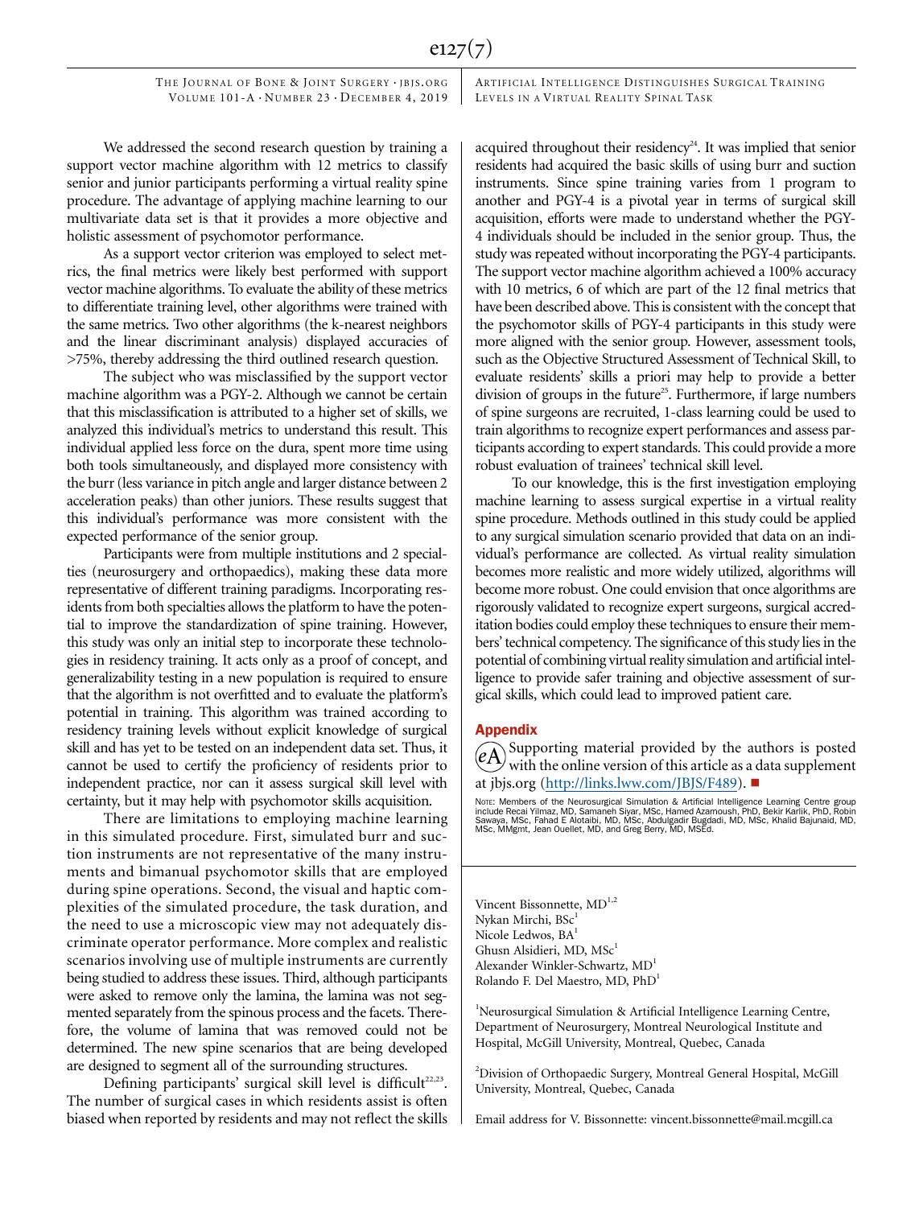We addressed the second research question by training a support vector machine algorithm with 12 metrics to classify senior and junior participants performing a virtual reality spine procedure. The advantage of applying machine learning to our multivariate data set is that it provides a more objective and holistic assessment of psychomotor performance.

As a support vector criterion was employed to select metrics, the final metrics were likely best performed with support vector machine algorithms. To evaluate the ability of these metrics to differentiate training level, other algorithms were trained with the same metrics. Two other algorithms (the k-nearest neighbors and the linear discriminant analysis) displayed accuracies of >75%, thereby addressing the third outlined research question.

The subject who was misclassified by the support vector machine algorithm was a PGY-2. Although we cannot be certain that this misclassification is attributed to a higher set of skills, we analyzed this individual's metrics to understand this result. This individual applied less force on the dura, spent more time using both tools simultaneously, and displayed more consistency with the burr (less variance in pitch angle and larger distance between 2 acceleration peaks) than other juniors. These results suggest that this individual's performance was more consistent with the expected performance of the senior group.

Participants were from multiple institutions and 2 specialties (neurosurgery and orthopaedics), making these data more representative of different training paradigms. Incorporating residents from both specialties allows the platform to have the potential to improve the standardization of spine training. However, this study was only an initial step to incorporate these technologies in residency training. It acts only as a proof of concept, and generalizability testing in a new population is required to ensure that the algorithm is not overfitted and to evaluate the platform's potential in training. This algorithm was trained according to residency training levels without explicit knowledge of surgical skill and has yet to be tested on an independent data set. Thus, it cannot be used to certify the proficiency of residents prior to independent practice, nor can it assess surgical skill level with certainty, but it may help with psychomotor skills acquisition.

There are limitations to employing machine learning in this simulated procedure. First, simulated burr and suction instruments are not representative of the many instruments and bimanual psychomotor skills that are employed during spine operations. Second, the visual and haptic complexities of the simulated procedure, the task duration, and the need to use a microscopic view may not adequately discriminate operator performance. More complex and realistic scenarios involving use of multiple instruments are currently being studied to address these issues. Third, although participants were asked to remove only the lamina, the lamina was not segmented separately from the spinous process and the facets. Therefore, the volume of lamina that was removed could not be determined. The new spine scenarios that are being developed are designed to segment all of the surrounding structures.

Defining participants' surgical skill level is difficult[22,23]. The number of surgical cases in which residents assist is often biased when reported by residents and may not reflect the skills acquired throughout their residency[24]. It was implied that senior residents had acquired the basic skills of using burr and suction instruments. Since spine training varies from 1 program to another and PGY-4 is a pivotal year in terms of surgical skill acquisition, efforts were made to understand whether the PGY-4 individuals should be included in the senior group. Thus, the study was repeated without incorporating the PGY-4 participants. The support vector machine algorithm achieved a 100% accuracy with 10 metrics, 6 of which are part of the 12 final metrics that have been described above. This is consistent with the concept that the psychomotor skills of PGY-4 participants in this study were more aligned with the senior group. However, assessment tools, such as the Objective Structured Assessment of Technical Skill, to evaluate residents' skills a priori may help to provide a better division of groups in the future[25]. Furthermore, if large numbers of spine surgeons are recruited, 1-class learning could be used to train algorithms to recognize expert performances and assess participants according to expert standards. This could provide a more robust evaluation of trainees' technical skill level.

To our knowledge, this is the first investigation employing machine learning to assess surgical expertise in a virtual reality spine procedure. Methods outlined in this study could be applied to any surgical simulation scenario provided that data on an individual's performance are collected. As virtual reality simulation becomes more robust and more widely utilized, algorithms will become more robust. One could envision that once algorithms are rigorously validated to recognize expert surgeons, surgical accreditation bodies could employ these techniques to ensure their members' technical competency. The significance of this study lies in the potential of combining virtual reality simulation and artificial intelligence to provide safer training and objective assessment of surgical skills, which could lead to improved patient care.

## Appendix

Supporting material provided by the authors is posted with the online version of this article as a data supplement at jbjs.org (http://links.lww.com/JBJS/F489). ■

NOTE: Members of the Neurosurgical Simulation & Artificial Intelligence Learning Centre group include Recai Yilmaz, MD, Samaneh Siyar, MSc, Hamed Azarnoush, PhD, Bekir Karlik, PhD, Robin Sawaya, MSc, Fahad E Alotaibi, MD, MSc, Abdulgadir Bugdadi, MD, MSc, Khalid Bajunaid, MD, MSc, MMgmt, Jean Ouellet, MD, and Greg Berry, MD, MSEd.

Vincent Bissonnette, MD[1,2]
Nykan Mirchi, BSc[1]
Nicole Ledwos, BA[1]
Ghusn Alsidieri, MD, MSc[1]
Alexander Winkler-Schwartz, MD[1]
Rolando F. Del Maestro, MD, PhD[1]

[1]Neurosurgical Simulation & Artificial Intelligence Learning Centre, Department of Neurosurgery, Montreal Neurological Institute and Hospital, McGill University, Montreal, Quebec, Canada

[2]Division of Orthopaedic Surgery, Montreal General Hospital, McGill University, Montreal, Quebec, Canada

Email address for V. Bissonnette: vincent.bissonnette@mail.mcgill.ca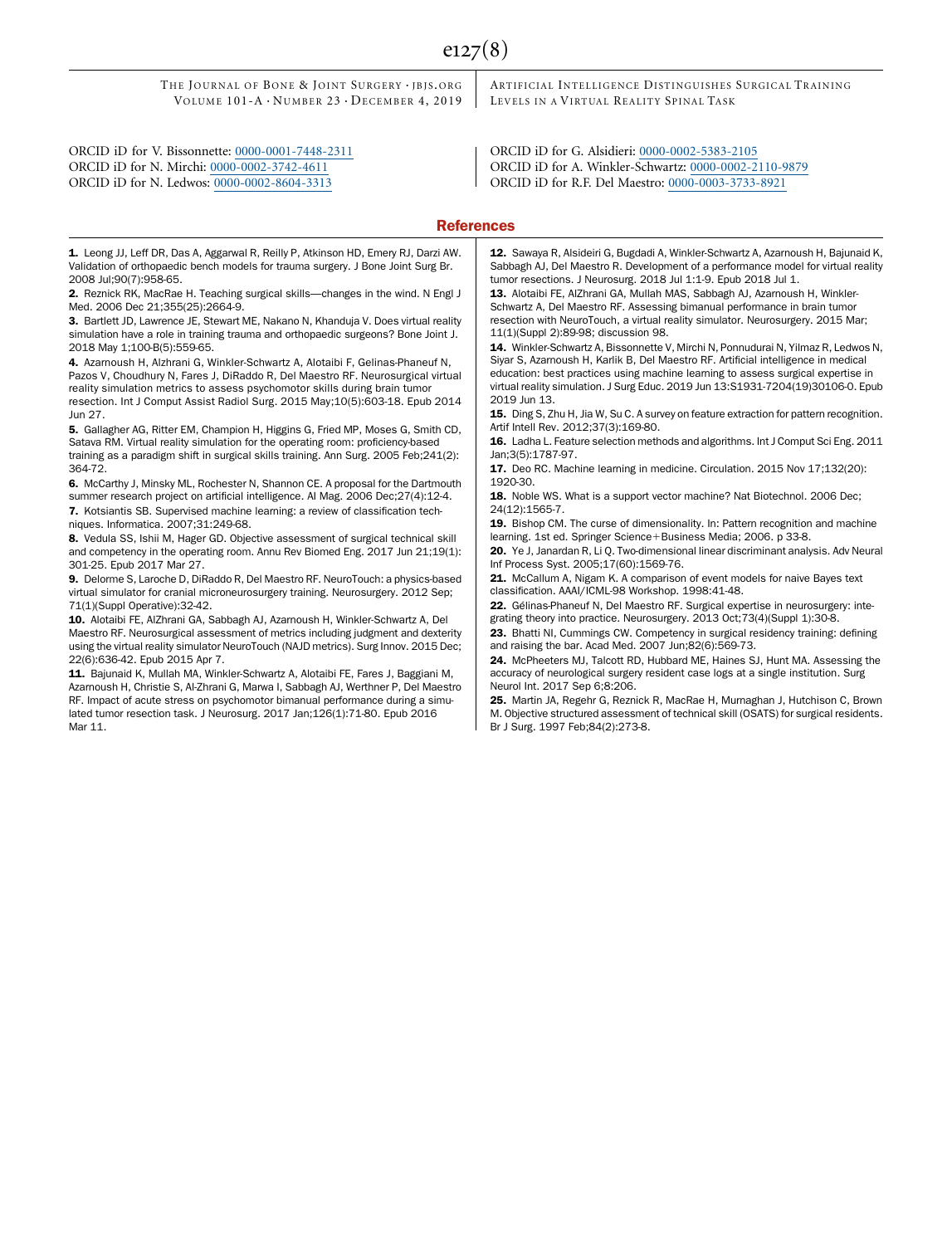ORCID iD for V. Bissonnette: 0000-0001-7448-2311
ORCID iD for N. Mirchi: 0000-0002-3742-4611
ORCID iD for N. Ledwos: 0000-0002-8604-3313
ORCID iD for G. Alsidieri: 0000-0002-5383-2105
ORCID iD for A. Winkler-Schwartz: 0000-0002-2110-9879
ORCID iD for R.F. Del Maestro: 0000-0003-3733-8921

## References

**1.** Leong JJ, Leff DR, Das A, Aggarwal R, Reilly P, Atkinson HD, Emery RJ, Darzi AW. Validation of orthopaedic bench models for trauma surgery. J Bone Joint Surg Br. 2008 Jul;90(7):958-65.

**2.** Reznick RK, MacRae H. Teaching surgical skills—changes in the wind. N Engl J Med. 2006 Dec 21;355(25):2664-9.

**3.** Bartlett JD, Lawrence JE, Stewart ME, Nakano N, Khanduja V. Does virtual reality simulation have a role in training trauma and orthopaedic surgeons? Bone Joint J. 2018 May 1;100-B(5):559-65.

**4.** Azarnoush H, Alzhrani G, Winkler-Schwartz A, Alotaibi F, Gelinas-Phaneuf N, Pazos V, Choudhury N, Fares J, DiRaddo R, Del Maestro RF. Neurosurgical virtual reality simulation metrics to assess psychomotor skills during brain tumor resection. Int J Comput Assist Radiol Surg. 2015 May;10(5):603-18. Epub 2014 Jun 27.

**5.** Gallagher AG, Ritter EM, Champion H, Higgins G, Fried MP, Moses G, Smith CD, Satava RM. Virtual reality simulation for the operating room: proficiency-based training as a paradigm shift in surgical skills training. Ann Surg. 2005 Feb;241(2):364-72.

**6.** McCarthy J, Minsky ML, Rochester N, Shannon CE. A proposal for the Dartmouth summer research project on artificial intelligence. AI Mag. 2006 Dec;27(4):12-4.

**7.** Kotsiantis SB. Supervised machine learning: a review of classification techniques. Informatica. 2007;31:249-68.

**8.** Vedula SS, Ishii M, Hager GD. Objective assessment of surgical technical skill and competency in the operating room. Annu Rev Biomed Eng. 2017 Jun 21;19(1):301-25. Epub 2017 Mar 27.

**9.** Delorme S, Laroche D, DiRaddo R, Del Maestro RF. NeuroTouch: a physics-based virtual simulator for cranial microneurosurgery training. Neurosurgery. 2012 Sep;71(1)(Suppl Operative):32-42.

**10.** Alotaibi FE, AlZhrani GA, Sabbagh AJ, Azarnoush H, Winkler-Schwartz A, Del Maestro RF. Neurosurgical assessment of metrics including judgment and dexterity using the virtual reality simulator NeuroTouch (NAJD metrics). Surg Innov. 2015 Dec;22(6):636-42. Epub 2015 Apr 7.

**11.** Bajunaid K, Mullah MA, Winkler-Schwartz A, Alotaibi FE, Fares J, Baggiani M, Azarnoush H, Christie S, Al-Zhrani G, Marwa I, Sabbagh AJ, Werthner P, Del Maestro RF. Impact of acute stress on psychomotor bimanual performance during a simulated tumor resection task. J Neurosurg. 2017 Jan;126(1):71-80. Epub 2016 Mar 11.

**12.** Sawaya R, Alsideiri G, Bugdadi A, Winkler-Schwartz A, Azarnoush H, Bajunaid K, Sabbagh AJ, Del Maestro R. Development of a performance model for virtual reality tumor resections. J Neurosurg. 2018 Jul 1:1-9. Epub 2018 Jul 1.

**13.** Alotaibi FE, AlZhrani GA, Mullah MAS, Sabbagh AJ, Azarnoush H, Winkler-Schwartz A, Del Maestro RF. Assessing bimanual performance in brain tumor resection with NeuroTouch, a virtual reality simulator. Neurosurgery. 2015 Mar;11(1)(Suppl 2):89-98; discussion 98.

**14.** Winkler-Schwartz A, Bissonnette V, Mirchi N, Ponnudurai N, Yilmaz R, Ledwos N, Siyar S, Azarnoush H, Karlik B, Del Maestro RF. Artificial intelligence in medical education: best practices using machine learning to assess surgical expertise in virtual reality simulation. J Surg Educ. 2019 Jun 13:S1931-7204(19)30106-0. Epub 2019 Jun 13.

**15.** Ding S, Zhu H, Jia W, Su C. A survey on feature extraction for pattern recognition. Artif Intell Rev. 2012;37(3):169-80.

**16.** Ladha L. Feature selection methods and algorithms. Int J Comput Sci Eng. 2011 Jan;3(5):1787-97.

**17.** Deo RC. Machine learning in medicine. Circulation. 2015 Nov 17;132(20):1920-30.

**18.** Noble WS. What is a support vector machine? Nat Biotechnol. 2006 Dec;24(12):1565-7.

**19.** Bishop CM. The curse of dimensionality. In: Pattern recognition and machine learning. 1st ed. Springer Science+Business Media; 2006. p 33-8.

**20.** Ye J, Janardan R, Li Q. Two-dimensional linear discriminant analysis. Adv Neural Inf Process Syst. 2005;17(60):1569-76.

**21.** McCallum A, Nigam K. A comparison of event models for naive Bayes text classification. AAAI/ICML-98 Workshop. 1998:41-48.

**22.** Gélinas-Phaneuf N, Del Maestro RF. Surgical expertise in neurosurgery: integrating theory into practice. Neurosurgery. 2013 Oct;73(4)(Suppl 1):30-8.

**23.** Bhatti NI, Cummings CW. Competency in surgical residency training: defining and raising the bar. Acad Med. 2007 Jun;82(6):569-73.

**24.** McPheeters MJ, Talcott RD, Hubbard ME, Haines SJ, Hunt MA. Assessing the accuracy of neurological surgery resident case logs at a single institution. Surg Neurol Int. 2017 Sep 6;8:206.

**25.** Martin JA, Regehr G, Reznick R, MacRae H, Murnaghan J, Hutchison C, Brown M. Objective structured assessment of technical skill (OSATS) for surgical residents. Br J Surg. 1997 Feb;84(2):273-8.